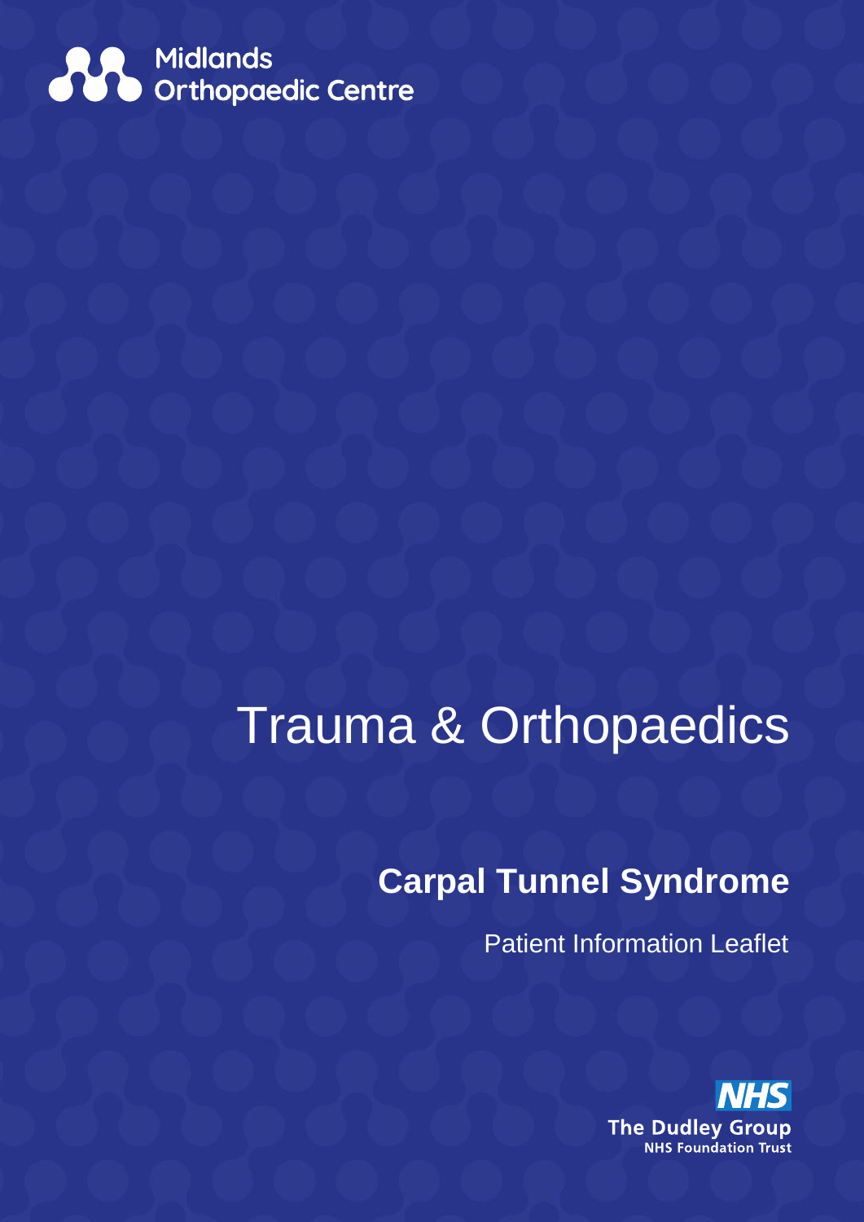Midlands Orthopaedic Centre

# Trauma & Orthopaedics

## Carpal Tunnel Syndrome

Patient Information Leaflet

NHS
The Dudley Group
NHS Foundation Trust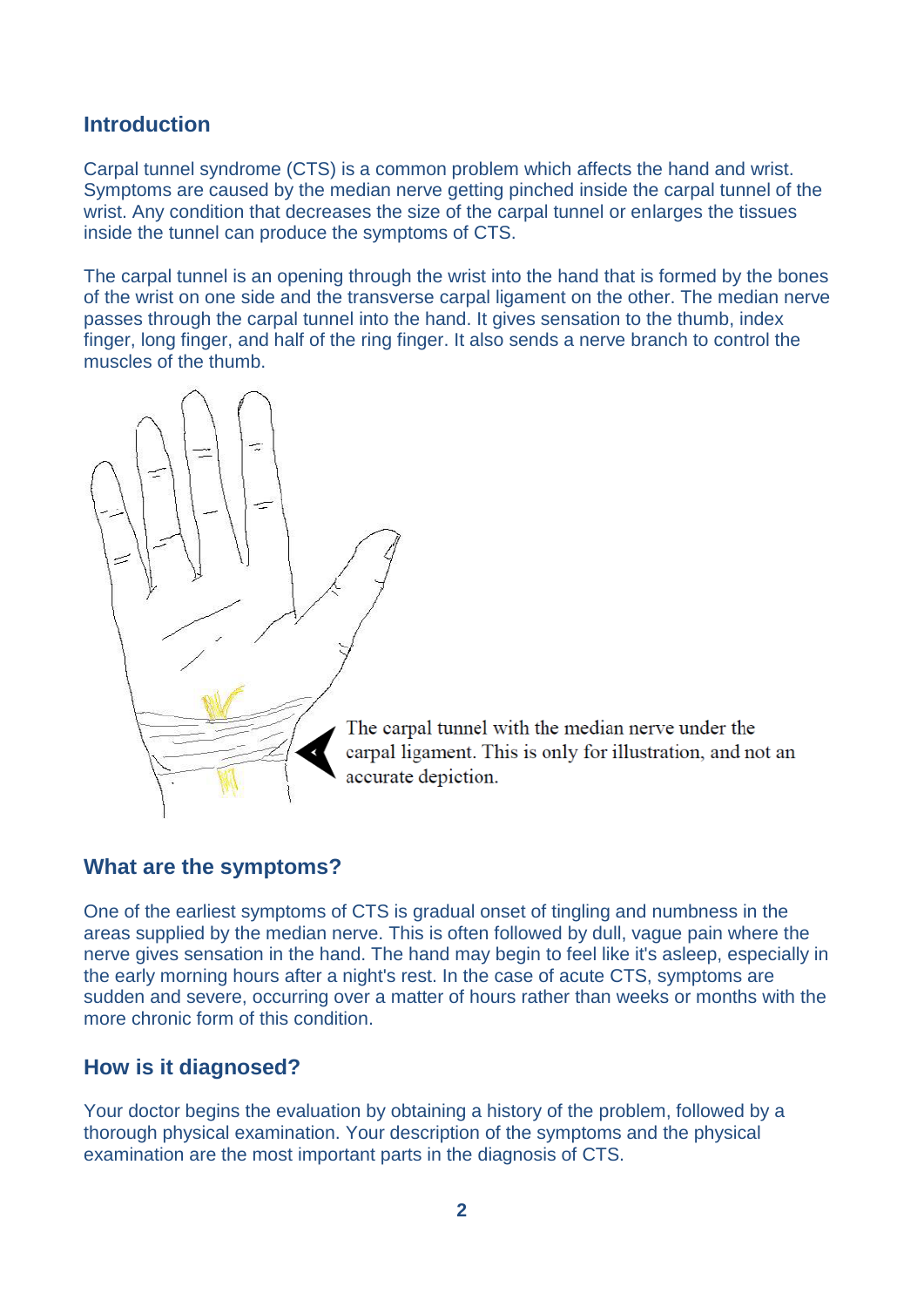## Introduction

Carpal tunnel syndrome (CTS) is a common problem which affects the hand and wrist. Symptoms are caused by the median nerve getting pinched inside the carpal tunnel of the wrist. Any condition that decreases the size of the carpal tunnel or enlarges the tissues inside the tunnel can produce the symptoms of CTS.

The carpal tunnel is an opening through the wrist into the hand that is formed by the bones of the wrist on one side and the transverse carpal ligament on the other. The median nerve passes through the carpal tunnel into the hand. It gives sensation to the thumb, index finger, long finger, and half of the ring finger. It also sends a nerve branch to control the muscles of the thumb.

The carpal tunnel with the median nerve under the carpal ligament. This is only for illustration, and not an accurate depiction.

## What are the symptoms?

One of the earliest symptoms of CTS is gradual onset of tingling and numbness in the areas supplied by the median nerve. This is often followed by dull, vague pain where the nerve gives sensation in the hand. The hand may begin to feel like it's asleep, especially in the early morning hours after a night's rest. In the case of acute CTS, symptoms are sudden and severe, occurring over a matter of hours rather than weeks or months with the more chronic form of this condition.

## How is it diagnosed?

Your doctor begins the evaluation by obtaining a history of the problem, followed by a thorough physical examination. Your description of the symptoms and the physical examination are the most important parts in the diagnosis of CTS.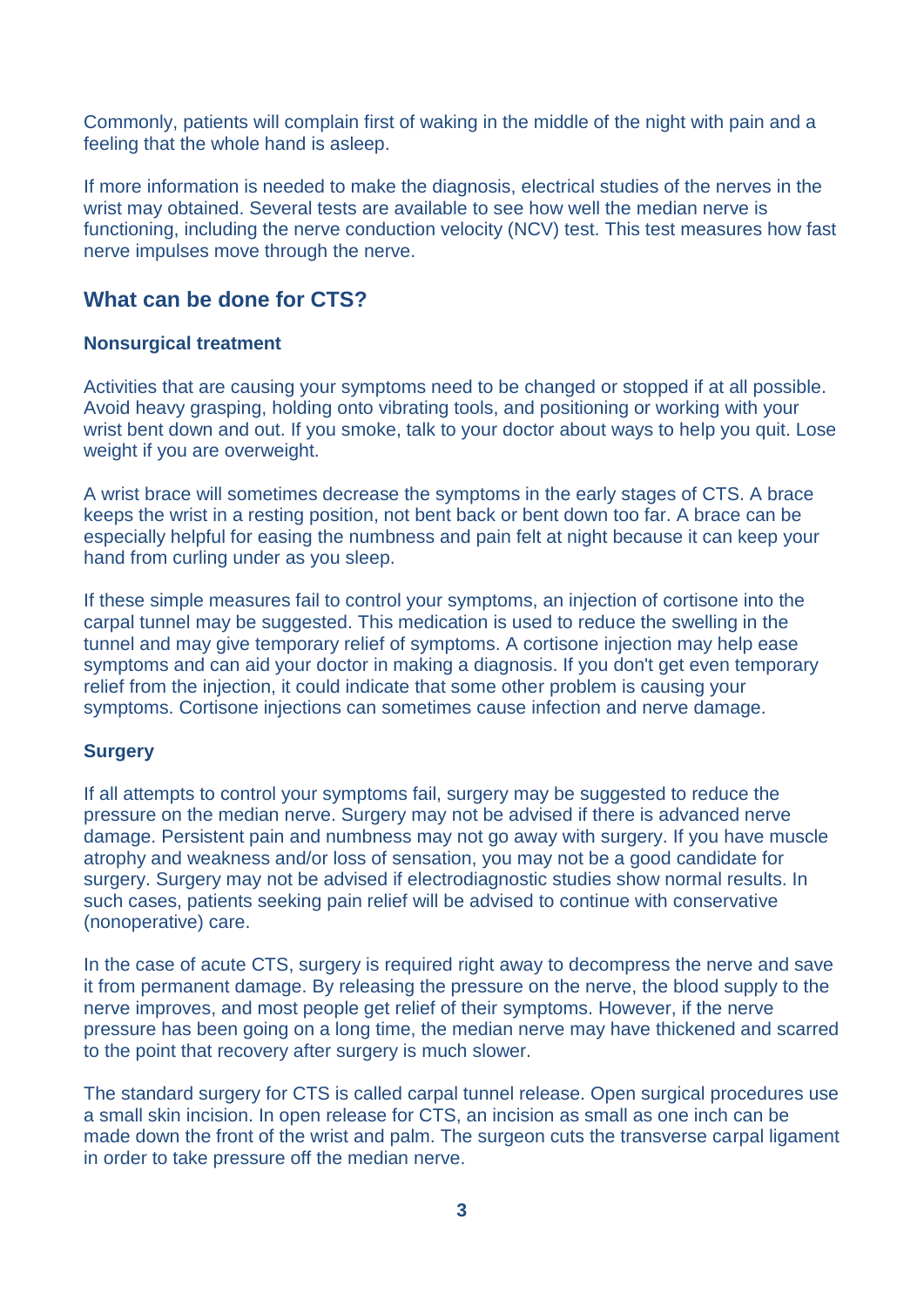Commonly, patients will complain first of waking in the middle of the night with pain and a feeling that the whole hand is asleep.

If more information is needed to make the diagnosis, electrical studies of the nerves in the wrist may obtained. Several tests are available to see how well the median nerve is functioning, including the nerve conduction velocity (NCV) test. This test measures how fast nerve impulses move through the nerve.

## What can be done for CTS?

### Nonsurgical treatment

Activities that are causing your symptoms need to be changed or stopped if at all possible. Avoid heavy grasping, holding onto vibrating tools, and positioning or working with your wrist bent down and out. If you smoke, talk to your doctor about ways to help you quit. Lose weight if you are overweight.

A wrist brace will sometimes decrease the symptoms in the early stages of CTS. A brace keeps the wrist in a resting position, not bent back or bent down too far. A brace can be especially helpful for easing the numbness and pain felt at night because it can keep your hand from curling under as you sleep.

If these simple measures fail to control your symptoms, an injection of cortisone into the carpal tunnel may be suggested. This medication is used to reduce the swelling in the tunnel and may give temporary relief of symptoms. A cortisone injection may help ease symptoms and can aid your doctor in making a diagnosis. If you don't get even temporary relief from the injection, it could indicate that some other problem is causing your symptoms. Cortisone injections can sometimes cause infection and nerve damage.

### Surgery

If all attempts to control your symptoms fail, surgery may be suggested to reduce the pressure on the median nerve. Surgery may not be advised if there is advanced nerve damage. Persistent pain and numbness may not go away with surgery. If you have muscle atrophy and weakness and/or loss of sensation, you may not be a good candidate for surgery. Surgery may not be advised if electrodiagnostic studies show normal results. In such cases, patients seeking pain relief will be advised to continue with conservative (nonoperative) care.

In the case of acute CTS, surgery is required right away to decompress the nerve and save it from permanent damage. By releasing the pressure on the nerve, the blood supply to the nerve improves, and most people get relief of their symptoms. However, if the nerve pressure has been going on a long time, the median nerve may have thickened and scarred to the point that recovery after surgery is much slower.

The standard surgery for CTS is called carpal tunnel release. Open surgical procedures use a small skin incision. In open release for CTS, an incision as small as one inch can be made down the front of the wrist and palm. The surgeon cuts the transverse carpal ligament in order to take pressure off the median nerve.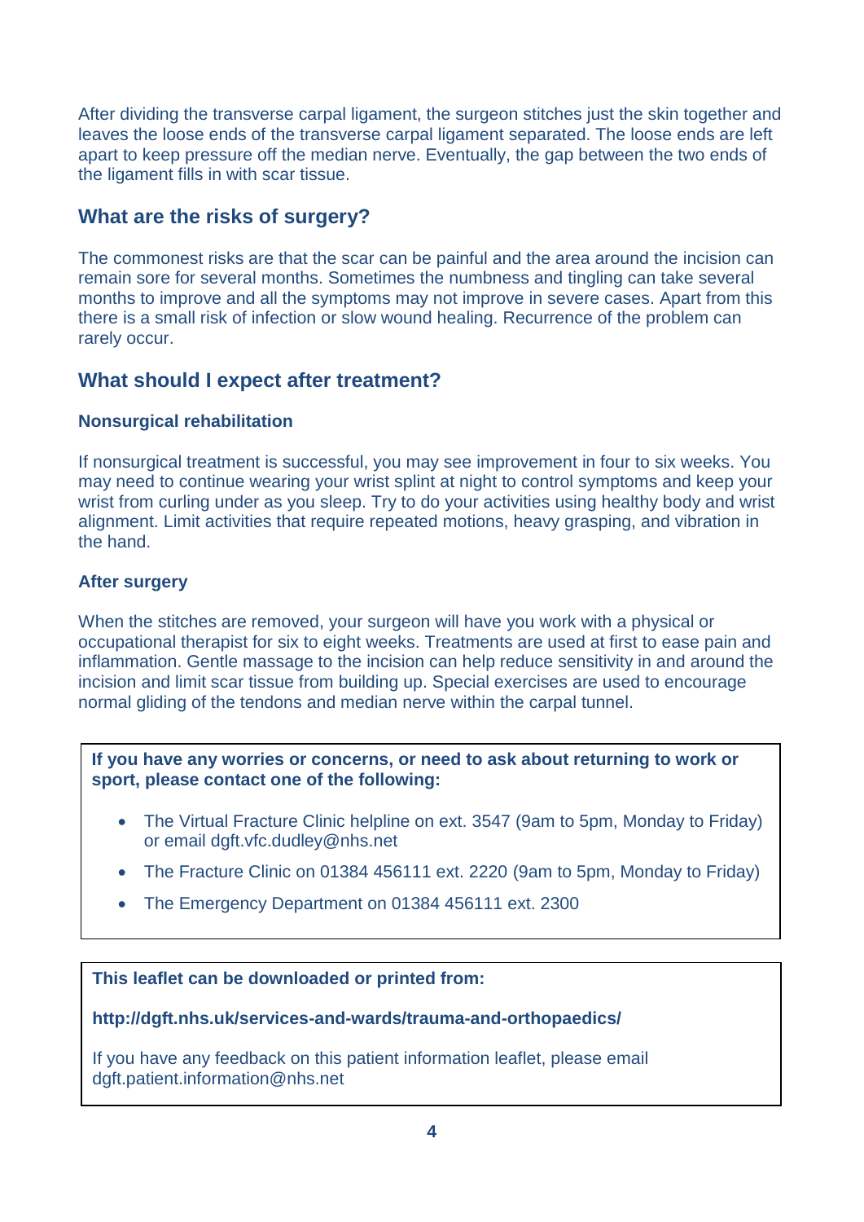After dividing the transverse carpal ligament, the surgeon stitches just the skin together and leaves the loose ends of the transverse carpal ligament separated. The loose ends are left apart to keep pressure off the median nerve. Eventually, the gap between the two ends of the ligament fills in with scar tissue.

## What are the risks of surgery?

The commonest risks are that the scar can be painful and the area around the incision can remain sore for several months. Sometimes the numbness and tingling can take several months to improve and all the symptoms may not improve in severe cases. Apart from this there is a small risk of infection or slow wound healing. Recurrence of the problem can rarely occur.

## What should I expect after treatment?

### Nonsurgical rehabilitation

If nonsurgical treatment is successful, you may see improvement in four to six weeks. You may need to continue wearing your wrist splint at night to control symptoms and keep your wrist from curling under as you sleep. Try to do your activities using healthy body and wrist alignment. Limit activities that require repeated motions, heavy grasping, and vibration in the hand.

### After surgery

When the stitches are removed, your surgeon will have you work with a physical or occupational therapist for six to eight weeks. Treatments are used at first to ease pain and inflammation. Gentle massage to the incision can help reduce sensitivity in and around the incision and limit scar tissue from building up. Special exercises are used to encourage normal gliding of the tendons and median nerve within the carpal tunnel.

**If you have any worries or concerns, or need to ask about returning to work or sport, please contact one of the following:**

- The Virtual Fracture Clinic helpline on ext. 3547 (9am to 5pm, Monday to Friday) or email dgft.vfc.dudley@nhs.net
- The Fracture Clinic on 01384 456111 ext. 2220 (9am to 5pm, Monday to Friday)
- The Emergency Department on 01384 456111 ext. 2300

**This leaflet can be downloaded or printed from:**

**http://dgft.nhs.uk/services-and-wards/trauma-and-orthopaedics/**

If you have any feedback on this patient information leaflet, please email dgft.patient.information@nhs.net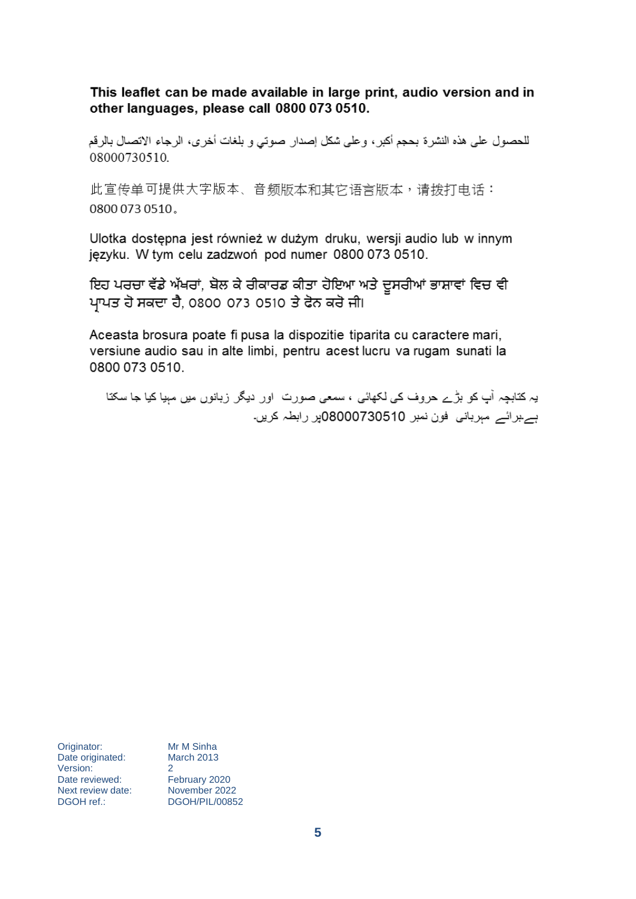**This leaflet can be made available in large print, audio version and in other languages, please call 0800 073 0510.**

للحصول على هذه النشرة بحجم أكبر، وعلى شكل إصدار صوتي و بلغات أخرى، الرجاء الاتصال بالرقم 08000730510.

此宣传单可提供大字版本、音频版本和其它语言版本，请拨打电话：0800 073 0510。

Ulotka dostępna jest również w dużym druku, wersji audio lub w innym języku. W tym celu zadzwoń pod numer 0800 073 0510.

ਇਹ ਪਰਚਾ ਵੱਡੇ ਅੱਖਰਾਂ, ਬੋਲ ਕੇ ਰੀਕਾਰਡ ਕੀਤਾ ਹੋਇਆ ਅਤੇ ਦੂਸਰੀਆਂ ਭਾਸ਼ਾਵਾਂ ਵਿਚ ਵੀ ਪ੍ਰਾਪਤ ਹੋ ਸਕਦਾ ਹੈ, 0800 073 0510 ਤੇ ਫੋਨ ਕਰੋ ਜੀ।

Aceasta brosura poate fi pusa la dispozitie tiparita cu caractere mari, versiune audio sau in alte limbi, pentru acest lucru va rugam sunati la 0800 073 0510.

یہ کتابچہ آپ کو بڑے حروف کی لکھائی ، سمعی صورت اور دیگر زبانوں میں مہیا کیا جا سکتا ہے۔برائے مہربانی فون نمبر 08000730510پر رابطہ کریں۔

| | |
|---|---|
| Originator: | Mr M Sinha |
| Date originated: | March 2013 |
| Version: | 2 |
| Date reviewed: | February 2020 |
| Next review date: | November 2022 |
| DGOH ref.: | DGOH/PIL/00852 |